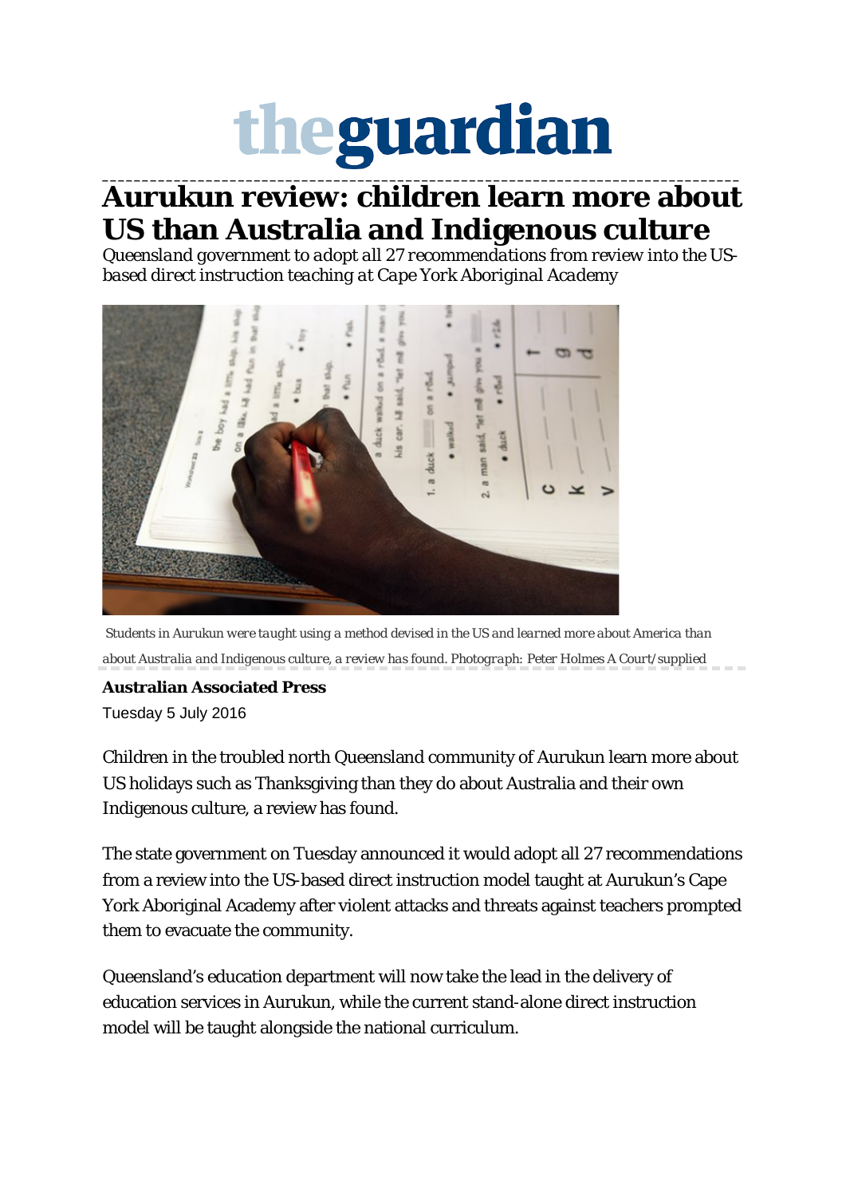# theguardian

## Aurukun review: children learn more about US than Australia and Indigenous culture

*Queensland government to adopt all 27 recommendations from review into the US-based direct instruction teaching at Cape York Aboriginal Academy*

*Students in Aurukun were taught using a method devised in the US and learned more about America than about Australia and Indigenous culture, a review has found. Photograph: Peter Holmes A Court/supplied*

**Australian Associated Press**

Tuesday 5 July 2016

Children in the troubled north Queensland community of Aurukun learn more about US holidays such as Thanksgiving than they do about Australia and their own Indigenous culture, a review has found.

The state government on Tuesday announced it would adopt all 27 recommendations from a review into the US-based direct instruction model taught at Aurukun's Cape York Aboriginal Academy after violent attacks and threats against teachers prompted them to evacuate the community.

Queensland's education department will now take the lead in the delivery of education services in Aurukun, while the current stand-alone direct instruction model will be taught alongside the national curriculum.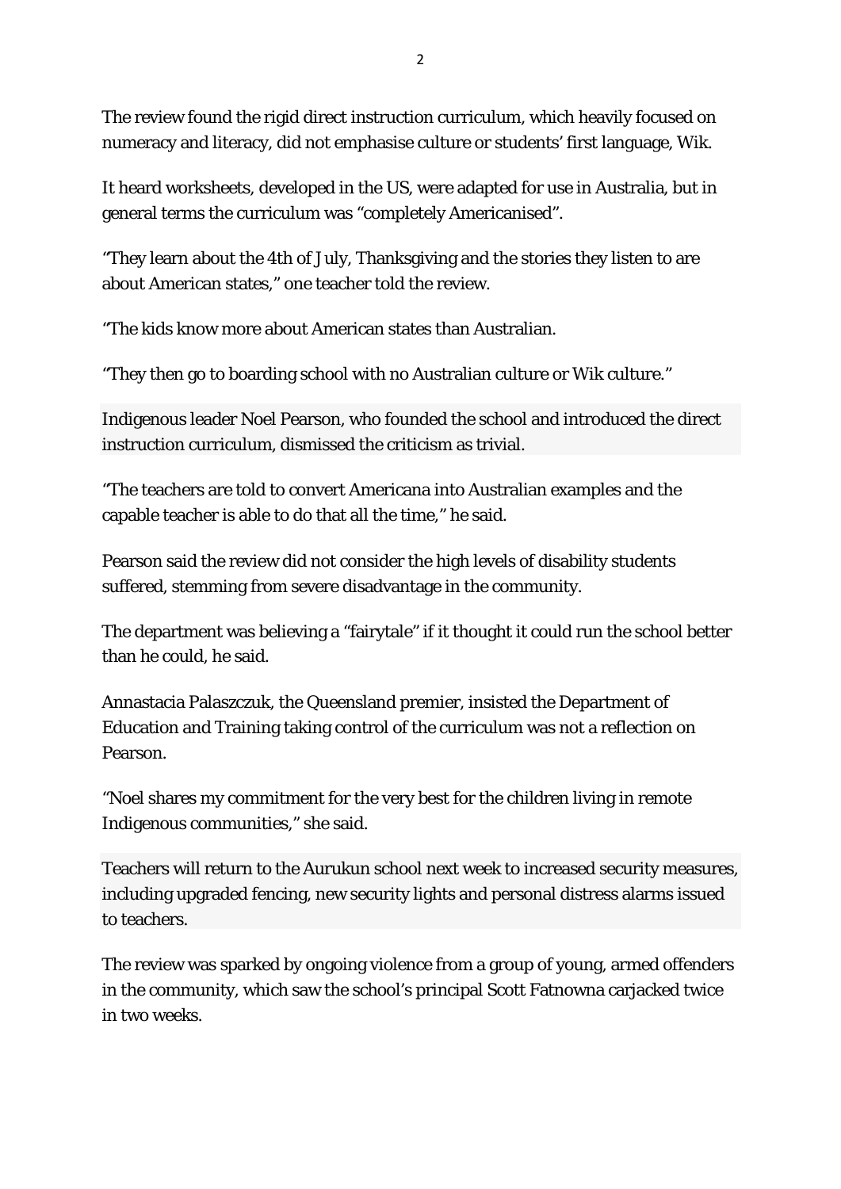The review found the rigid direct instruction curriculum, which heavily focused on numeracy and literacy, did not emphasise culture or students' first language, Wik.

It heard worksheets, developed in the US, were adapted for use in Australia, but in general terms the curriculum was "completely Americanised".

"They learn about the 4th of July, Thanksgiving and the stories they listen to are about American states," one teacher told the review.

"The kids know more about American states than Australian.

"They then go to boarding school with no Australian culture or Wik culture."

Indigenous leader Noel Pearson, who founded the school and introduced the direct instruction curriculum, dismissed the criticism as trivial.

"The teachers are told to convert Americana into Australian examples and the capable teacher is able to do that all the time," he said.

Pearson said the review did not consider the high levels of disability students suffered, stemming from severe disadvantage in the community.

The department was believing a "fairytale" if it thought it could run the school better than he could, he said.

Annastacia Palaszczuk, the Queensland premier, insisted the Department of Education and Training taking control of the curriculum was not a reflection on Pearson.

"Noel shares my commitment for the very best for the children living in remote Indigenous communities," she said.

Teachers will return to the Aurukun school next week to increased security measures, including upgraded fencing, new security lights and personal distress alarms issued to teachers.

The review was sparked by ongoing violence from a group of young, armed offenders in the community, which saw the school's principal Scott Fatnowna carjacked twice in two weeks.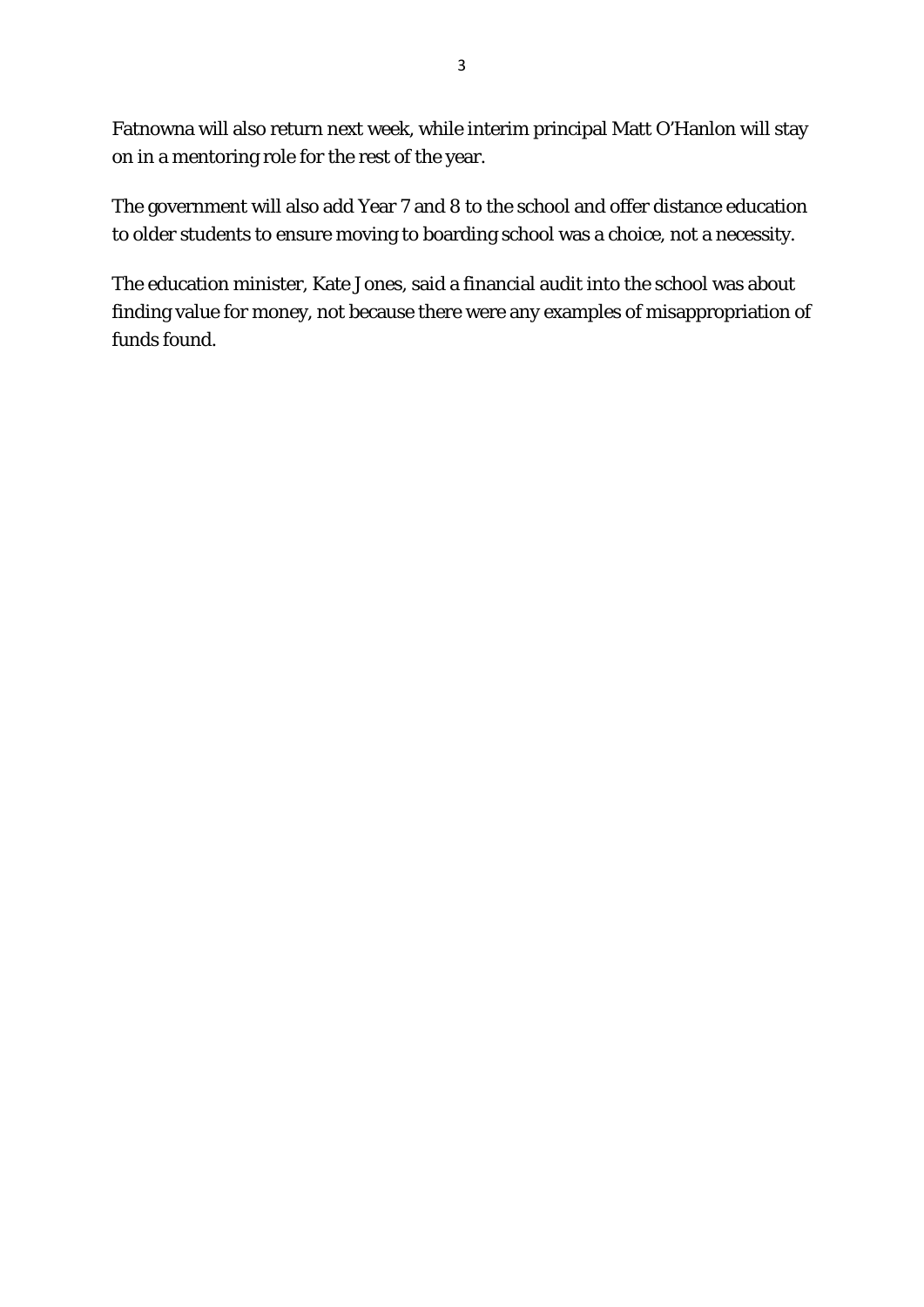Fatnowna will also return next week, while interim principal Matt O'Hanlon will stay on in a mentoring role for the rest of the year.

The government will also add Year 7 and 8 to the school and offer distance education to older students to ensure moving to boarding school was a choice, not a necessity.

The education minister, Kate Jones, said a financial audit into the school was about finding value for money, not because there were any examples of misappropriation of funds found.